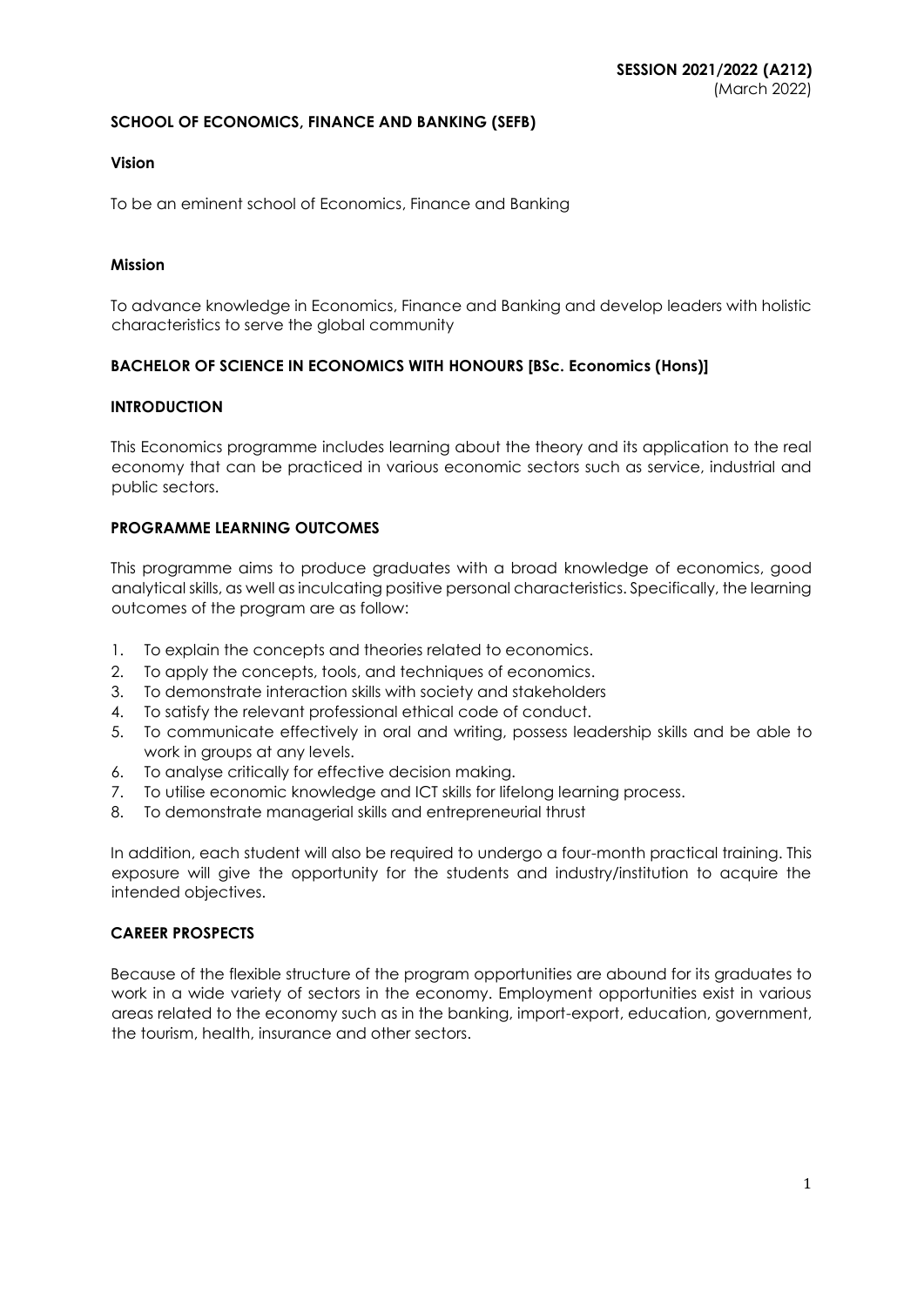**SESSION 2021/2022 (A212)**
(March 2022)

## SCHOOL OF ECONOMICS, FINANCE AND BANKING (SEFB)

### Vision

To be an eminent school of Economics, Finance and Banking

### Mission

To advance knowledge in Economics, Finance and Banking and develop leaders with holistic characteristics to serve the global community

## BACHELOR OF SCIENCE IN ECONOMICS WITH HONOURS [BSc. Economics (Hons)]

### INTRODUCTION

This Economics programme includes learning about the theory and its application to the real economy that can be practiced in various economic sectors such as service, industrial and public sectors.

### PROGRAMME LEARNING OUTCOMES

This programme aims to produce graduates with a broad knowledge of economics, good analytical skills, as well as inculcating positive personal characteristics. Specifically, the learning outcomes of the program are as follow:

1. To explain the concepts and theories related to economics.
2. To apply the concepts, tools, and techniques of economics.
3. To demonstrate interaction skills with society and stakeholders
4. To satisfy the relevant professional ethical code of conduct.
5. To communicate effectively in oral and writing, possess leadership skills and be able to work in groups at any levels.
6. To analyse critically for effective decision making.
7. To utilise economic knowledge and ICT skills for lifelong learning process.
8. To demonstrate managerial skills and entrepreneurial thrust

In addition, each student will also be required to undergo a four-month practical training. This exposure will give the opportunity for the students and industry/institution to acquire the intended objectives.

### CAREER PROSPECTS

Because of the flexible structure of the program opportunities are abound for its graduates to work in a wide variety of sectors in the economy. Employment opportunities exist in various areas related to the economy such as in the banking, import-export, education, government, the tourism, health, insurance and other sectors.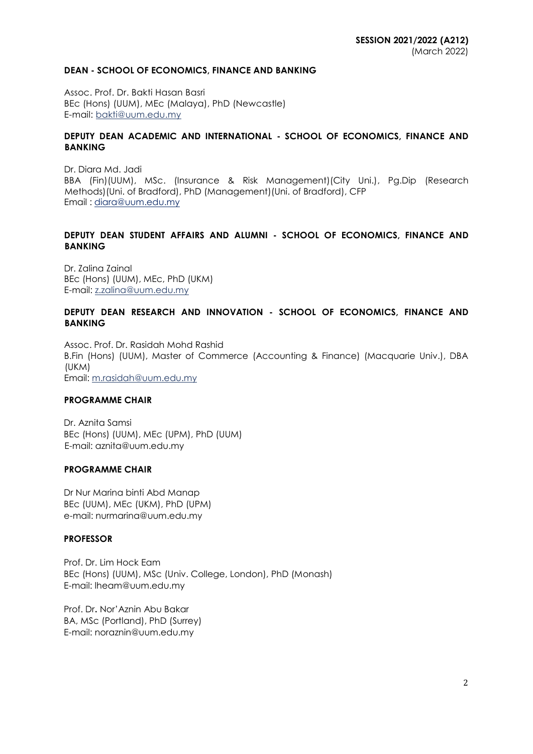**SESSION 2021/2022 (A212)**
(March 2022)

**DEAN - SCHOOL OF ECONOMICS, FINANCE AND BANKING**

Assoc. Prof. Dr. Bakti Hasan Basri
BEc (Hons) (UUM), MEc (Malaya), PhD (Newcastle)
E-mail: bakti@uum.edu.my

**DEPUTY DEAN ACADEMIC AND INTERNATIONAL - SCHOOL OF ECONOMICS, FINANCE AND BANKING**

Dr. Diara Md. Jadi
BBA (Fin)(UUM), MSc. (Insurance & Risk Management)(City Uni.), Pg.Dip (Research Methods)(Uni. of Bradford), PhD (Management)(Uni. of Bradford), CFP
Email : diara@uum.edu.my

**DEPUTY DEAN STUDENT AFFAIRS AND ALUMNI - SCHOOL OF ECONOMICS, FINANCE AND BANKING**

Dr. Zalina Zainal
BEc (Hons) (UUM), MEc, PhD (UKM)
E-mail: z.zalina@uum.edu.my

**DEPUTY DEAN RESEARCH AND INNOVATION - SCHOOL OF ECONOMICS, FINANCE AND BANKING**

Assoc. Prof. Dr. Rasidah Mohd Rashid
B.Fin (Hons) (UUM), Master of Commerce (Accounting & Finance) (Macquarie Univ.), DBA (UKM)
Email: m.rasidah@uum.edu.my

**PROGRAMME CHAIR**

Dr. Aznita Samsi
BEc (Hons) (UUM), MEc (UPM), PhD (UUM)
E-mail: aznita@uum.edu.my

**PROGRAMME CHAIR**

Dr Nur Marina binti Abd Manap
BEc (UUM), MEc (UKM), PhD (UPM)
e-mail: nurmarina@uum.edu.my

**PROFESSOR**

Prof. Dr. Lim Hock Eam
BEc (Hons) (UUM), MSc (Univ. College, London), PhD (Monash)
E-mail: lheam@uum.edu.my

Prof. Dr. Nor'Aznin Abu Bakar
BA, MSc (Portland), PhD (Surrey)
E-mail: noraznin@uum.edu.my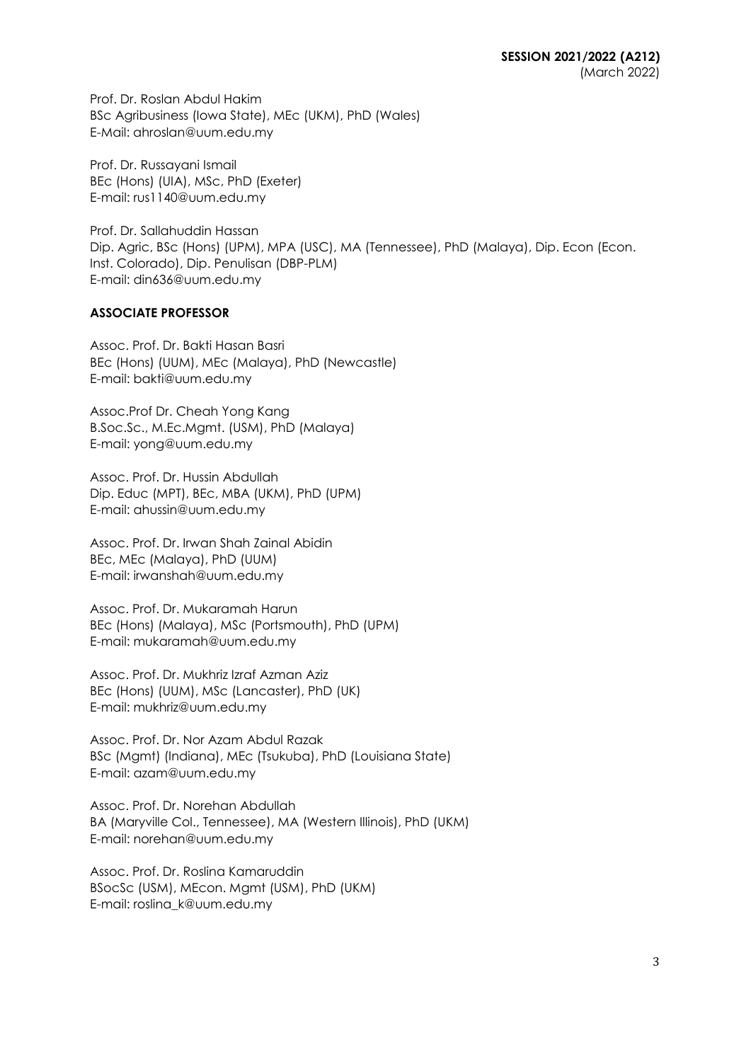Prof. Dr. Roslan Abdul Hakim
BSc Agribusiness (Iowa State), MEc (UKM), PhD (Wales)
E-Mail: ahroslan@uum.edu.my

Prof. Dr. Russayani Ismail
BEc (Hons) (UIA), MSc, PhD (Exeter)
E-mail: rus1140@uum.edu.my

Prof. Dr. Sallahuddin Hassan
Dip. Agric, BSc (Hons) (UPM), MPA (USC), MA (Tennessee), PhD (Malaya), Dip. Econ (Econ. Inst. Colorado), Dip. Penulisan (DBP-PLM)
E-mail: din636@uum.edu.my

**ASSOCIATE PROFESSOR**

Assoc. Prof. Dr. Bakti Hasan Basri
BEc (Hons) (UUM), MEc (Malaya), PhD (Newcastle)
E-mail: bakti@uum.edu.my

Assoc.Prof Dr. Cheah Yong Kang
B.Soc.Sc., M.Ec.Mgmt. (USM), PhD (Malaya)
E-mail: yong@uum.edu.my

Assoc. Prof. Dr. Hussin Abdullah
Dip. Educ (MPT), BEc, MBA (UKM), PhD (UPM)
E-mail: ahussin@uum.edu.my

Assoc. Prof. Dr. Irwan Shah Zainal Abidin
BEc, MEc (Malaya), PhD (UUM)
E-mail: irwanshah@uum.edu.my

Assoc. Prof. Dr. Mukaramah Harun
BEc (Hons) (Malaya), MSc (Portsmouth), PhD (UPM)
E-mail: mukaramah@uum.edu.my

Assoc. Prof. Dr. Mukhriz Izraf Azman Aziz
BEc (Hons) (UUM), MSc (Lancaster), PhD (UK)
E-mail: mukhriz@uum.edu.my

Assoc. Prof. Dr. Nor Azam Abdul Razak
BSc (Mgmt) (Indiana), MEc (Tsukuba), PhD (Louisiana State)
E-mail: azam@uum.edu.my

Assoc. Prof. Dr. Norehan Abdullah
BA (Maryville Col., Tennessee), MA (Western Illinois), PhD (UKM)
E-mail: norehan@uum.edu.my

Assoc. Prof. Dr. Roslina Kamaruddin
BSocSc (USM), MEcon. Mgmt (USM), PhD (UKM)
E-mail: roslina_k@uum.edu.my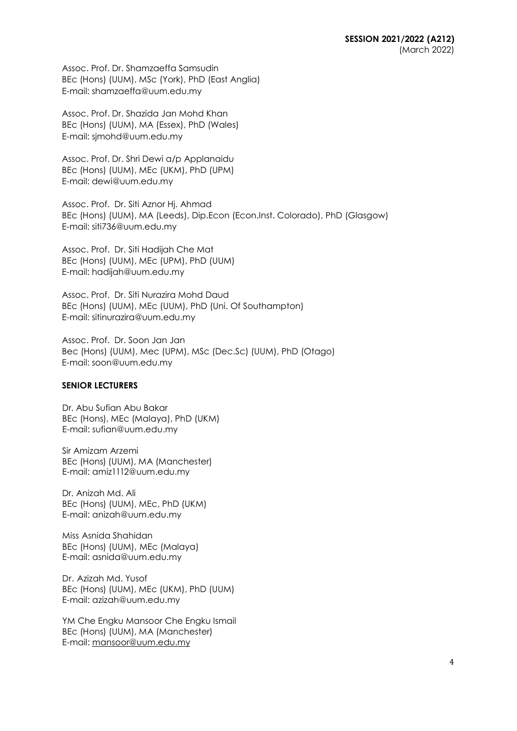Assoc. Prof. Dr. Shamzaeffa Samsudin
BEc (Hons) (UUM), MSc (York), PhD (East Anglia)
E-mail: shamzaeffa@uum.edu.my

Assoc. Prof. Dr. Shazida Jan Mohd Khan
BEc (Hons) (UUM), MA (Essex), PhD (Wales)
E-mail: sjmohd@uum.edu.my

Assoc. Prof. Dr. Shri Dewi a/p Applanaidu
BEc (Hons) (UUM), MEc (UKM), PhD (UPM)
E-mail: dewi@uum.edu.my

Assoc. Prof. Dr. Siti Aznor Hj. Ahmad
BEc (Hons) (UUM), MA (Leeds), Dip.Econ (Econ.Inst. Colorado), PhD (Glasgow)
E-mail: siti736@uum.edu.my

Assoc. Prof. Dr. Siti Hadijah Che Mat
BEc (Hons) (UUM), MEc (UPM), PhD (UUM)
E-mail: hadijah@uum.edu.my

Assoc. Prof. Dr. Siti Nurazira Mohd Daud
BEc (Hons) (UUM), MEc (UUM), PhD (Uni. Of Southampton)
E-mail: sitinurazira@uum.edu.my

Assoc. Prof. Dr. Soon Jan Jan
Bec (Hons) (UUM), Mec (UPM), MSc (Dec.Sc) (UUM), PhD (Otago)
E-mail: soon@uum.edu.my

**SENIOR LECTURERS**

Dr. Abu Sufian Abu Bakar
BEc (Hons), MEc (Malaya), PhD (UKM)
E-mail: sufian@uum.edu.my

Sir Amizam Arzemi
BEc (Hons) (UUM), MA (Manchester)
E-mail: amiz1112@uum.edu.my

Dr. Anizah Md. Ali
BEc (Hons) (UUM), MEc, PhD (UKM)
E-mail: anizah@uum.edu.my

Miss Asnida Shahidan
BEc (Hons) (UUM), MEc (Malaya)
E-mail: asnida@uum.edu.my

Dr. Azizah Md. Yusof
BEc (Hons) (UUM), MEc (UKM), PhD (UUM)
E-mail: azizah@uum.edu.my

YM Che Engku Mansoor Che Engku Ismail
BEc (Hons) (UUM), MA (Manchester)
E-mail: mansoor@uum.edu.my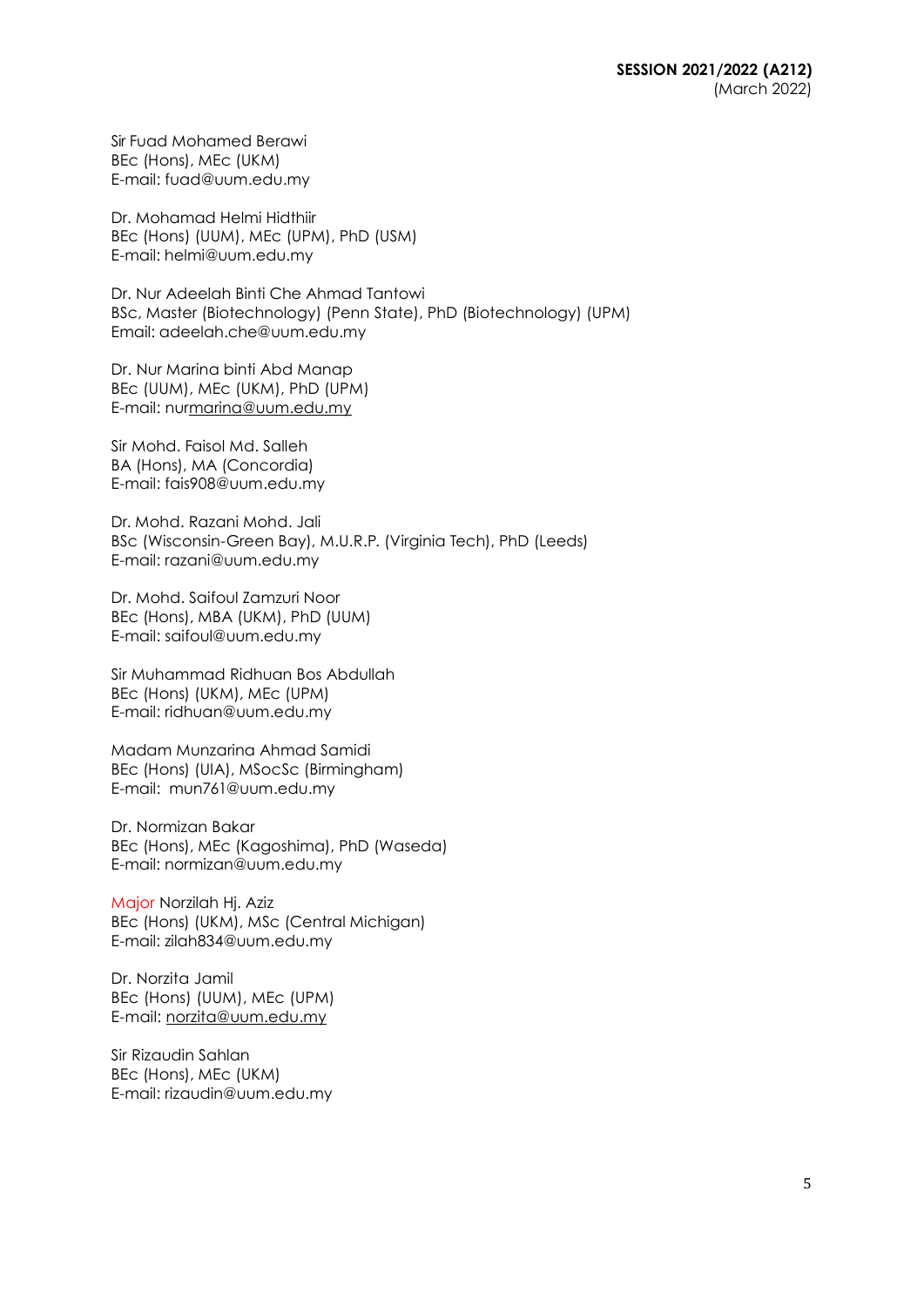Sir Fuad Mohamed Berawi
BEc (Hons), MEc (UKM)
E-mail: fuad@uum.edu.my

Dr. Mohamad Helmi Hidthiir
BEc (Hons) (UUM), MEc (UPM), PhD (USM)
E-mail: helmi@uum.edu.my

Dr. Nur Adeelah Binti Che Ahmad Tantowi
BSc, Master (Biotechnology) (Penn State), PhD (Biotechnology) (UPM)
Email: adeelah.che@uum.edu.my

Dr. Nur Marina binti Abd Manap
BEc (UUM), MEc (UKM), PhD (UPM)
E-mail: nurmarina@uum.edu.my

Sir Mohd. Faisol Md. Salleh
BA (Hons), MA (Concordia)
E-mail: fais908@uum.edu.my

Dr. Mohd. Razani Mohd. Jali
BSc (Wisconsin-Green Bay), M.U.R.P. (Virginia Tech), PhD (Leeds)
E-mail: razani@uum.edu.my

Dr. Mohd. Saifoul Zamzuri Noor
BEc (Hons), MBA (UKM), PhD (UUM)
E-mail: saifoul@uum.edu.my

Sir Muhammad Ridhuan Bos Abdullah
BEc (Hons) (UKM), MEc (UPM)
E-mail: ridhuan@uum.edu.my

Madam Munzarina Ahmad Samidi
BEc (Hons) (UIA), MSocSc (Birmingham)
E-mail: mun761@uum.edu.my

Dr. Normizan Bakar
BEc (Hons), MEc (Kagoshima), PhD (Waseda)
E-mail: normizan@uum.edu.my

Major Norzilah Hj. Aziz
BEc (Hons) (UKM), MSc (Central Michigan)
E-mail: zilah834@uum.edu.my

Dr. Norzita Jamil
BEc (Hons) (UUM), MEc (UPM)
E-mail: norzita@uum.edu.my

Sir Rizaudin Sahlan
BEc (Hons), MEc (UKM)
E-mail: rizaudin@uum.edu.my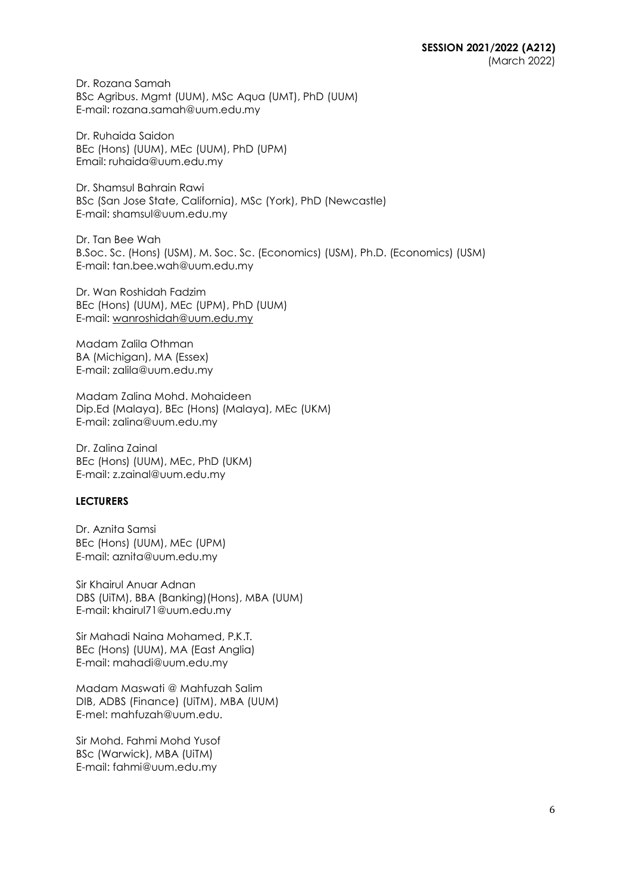Dr. Rozana Samah
BSc Agribus. Mgmt (UUM), MSc Aqua (UMT), PhD (UUM)
E-mail: rozana.samah@uum.edu.my

Dr. Ruhaida Saidon
BEc (Hons) (UUM), MEc (UUM), PhD (UPM)
Email: ruhaida@uum.edu.my

Dr. Shamsul Bahrain Rawi
BSc (San Jose State, California), MSc (York), PhD (Newcastle)
E-mail: shamsul@uum.edu.my

Dr. Tan Bee Wah
B.Soc. Sc. (Hons) (USM), M. Soc. Sc. (Economics) (USM), Ph.D. (Economics) (USM)
E-mail: tan.bee.wah@uum.edu.my

Dr. Wan Roshidah Fadzim
BEc (Hons) (UUM), MEc (UPM), PhD (UUM)
E-mail: wanroshidah@uum.edu.my

Madam Zalila Othman
BA (Michigan), MA (Essex)
E-mail: zalila@uum.edu.my

Madam Zalina Mohd. Mohaideen
Dip.Ed (Malaya), BEc (Hons) (Malaya), MEc (UKM)
E-mail: zalina@uum.edu.my

Dr. Zalina Zainal
BEc (Hons) (UUM), MEc, PhD (UKM)
E-mail: z.zainal@uum.edu.my

**LECTURERS**

Dr. Aznita Samsi
BEc (Hons) (UUM), MEc (UPM)
E-mail: aznita@uum.edu.my

Sir Khairul Anuar Adnan
DBS (UiTM), BBA (Banking)(Hons), MBA (UUM)
E-mail: khairul71@uum.edu.my

Sir Mahadi Naina Mohamed, P.K.T.
BEc (Hons) (UUM), MA (East Anglia)
E-mail: mahadi@uum.edu.my

Madam Maswati @ Mahfuzah Salim
DIB, ADBS (Finance) (UiTM), MBA (UUM)
E-mel: mahfuzah@uum.edu.

Sir Mohd. Fahmi Mohd Yusof
BSc (Warwick), MBA (UiTM)
E-mail: fahmi@uum.edu.my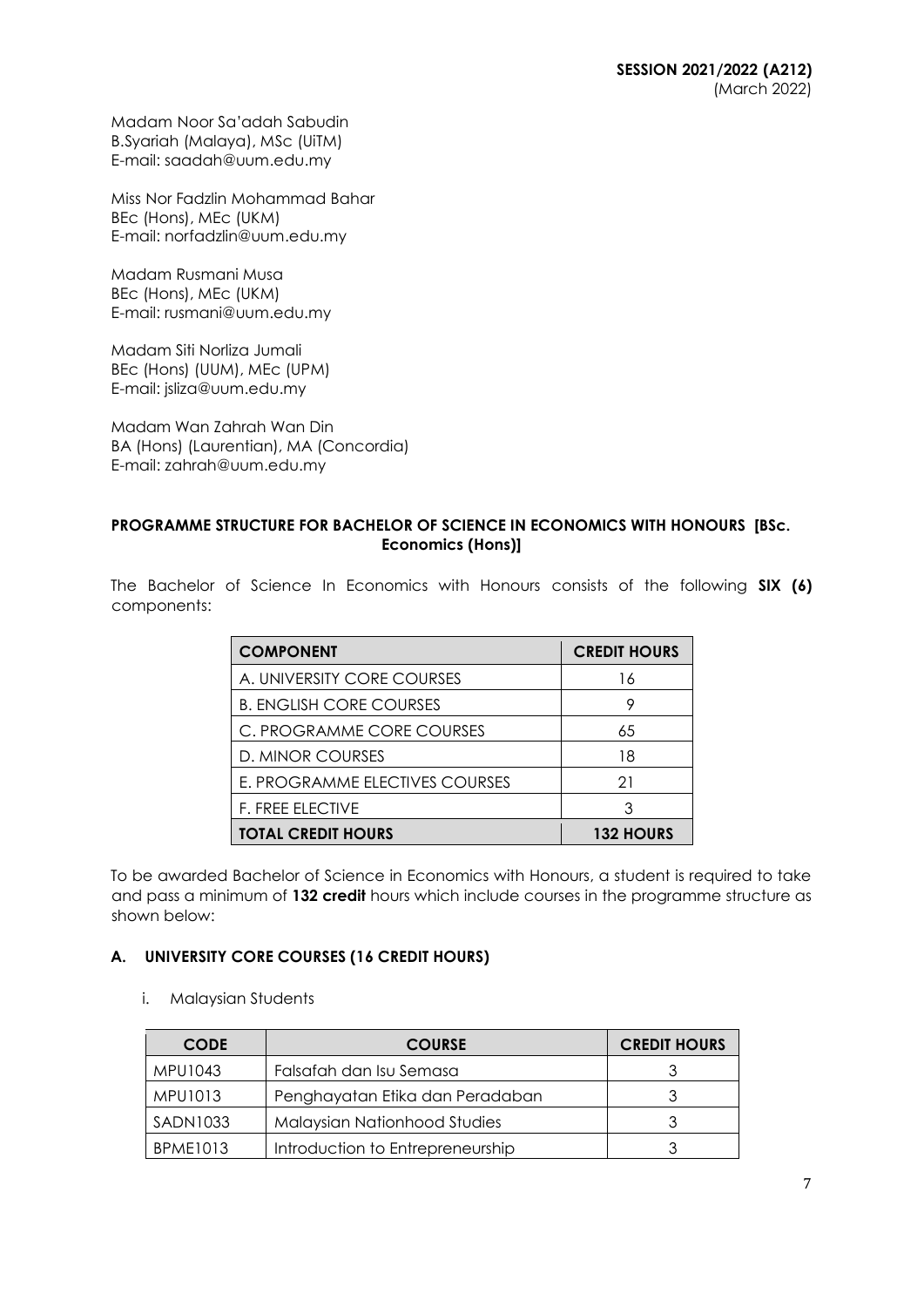Madam Noor Sa'adah Sabudin
B.Syariah (Malaya), MSc (UiTM)
E-mail: saadah@uum.edu.my

Miss Nor Fadzlin Mohammad Bahar
BEc (Hons), MEc (UKM)
E-mail: norfadzlin@uum.edu.my

Madam Rusmani Musa
BEc (Hons), MEc (UKM)
E-mail: rusmani@uum.edu.my

Madam Siti Norliza Jumali
BEc (Hons) (UUM), MEc (UPM)
E-mail: jsliza@uum.edu.my

Madam Wan Zahrah Wan Din
BA (Hons) (Laurentian), MA (Concordia)
E-mail: zahrah@uum.edu.my

## PROGRAMME STRUCTURE FOR BACHELOR OF SCIENCE IN ECONOMICS WITH HONOURS [BSc. Economics (Hons)]

The Bachelor of Science In Economics with Honours consists of the following **SIX (6)** components:

| COMPONENT | CREDIT HOURS |
|---|---|
| A. UNIVERSITY CORE COURSES | 16 |
| B. ENGLISH CORE COURSES | 9 |
| C. PROGRAMME CORE COURSES | 65 |
| D. MINOR COURSES | 18 |
| E. PROGRAMME ELECTIVES COURSES | 21 |
| F. FREE ELECTIVE | 3 |
| **TOTAL CREDIT HOURS** | **132 HOURS** |

To be awarded Bachelor of Science in Economics with Honours, a student is required to take and pass a minimum of **132 credit** hours which include courses in the programme structure as shown below:

### A. UNIVERSITY CORE COURSES (16 CREDIT HOURS)

i. Malaysian Students

| CODE | COURSE | CREDIT HOURS |
|---|---|---|
| MPU1043 | Falsafah dan Isu Semasa | 3 |
| MPU1013 | Penghayatan Etika dan Peradaban | 3 |
| SADN1033 | Malaysian Nationhood Studies | 3 |
| BPME1013 | Introduction to Entrepreneurship | 3 |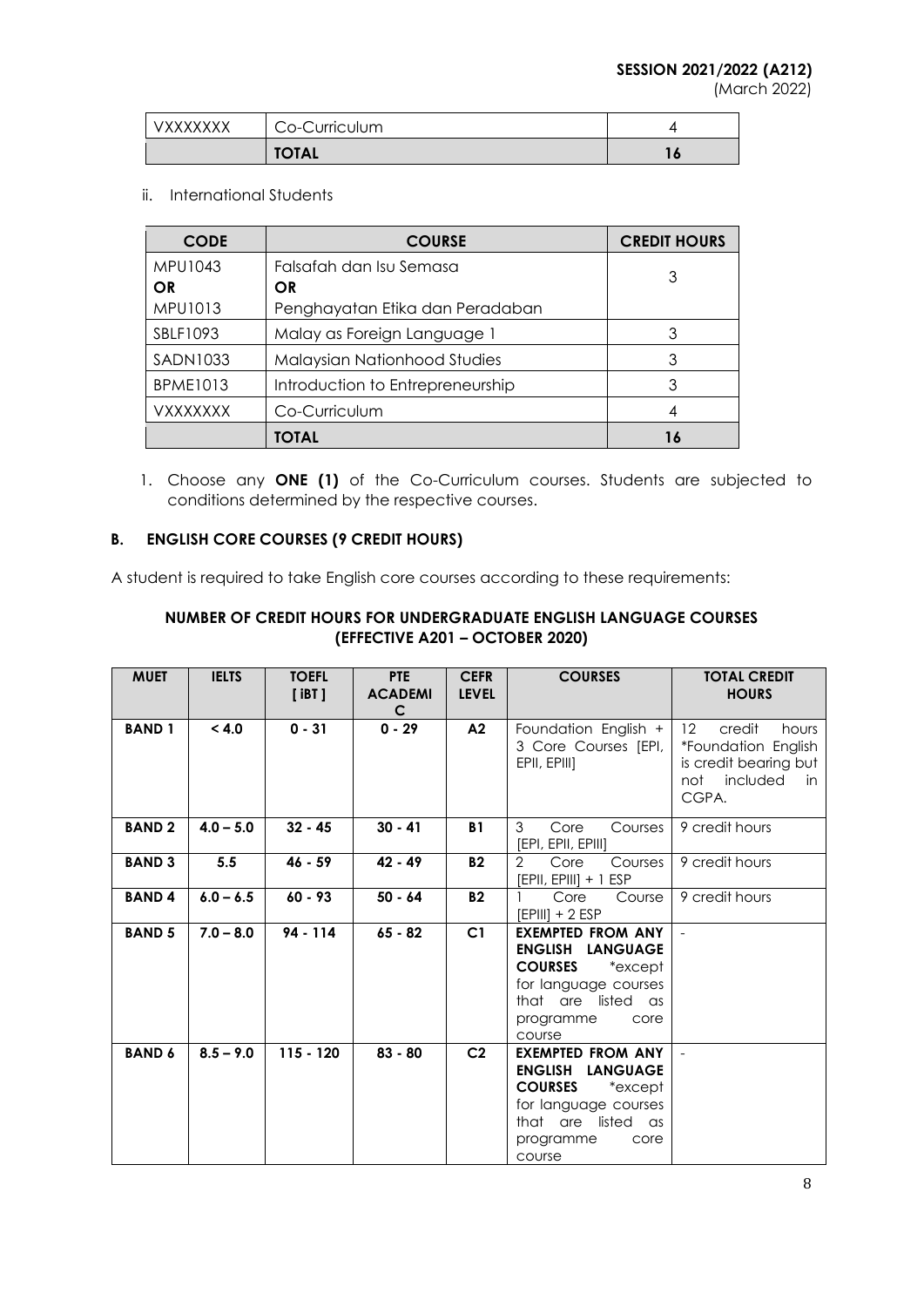| VXXXXXXX | Co-Curriculum | 4 |
|---|---|---|
| | **TOTAL** | **16** |

ii. International Students

| CODE | COURSE | CREDIT HOURS |
|---|---|---|
| MPU1043 **OR** MPU1013 | Falsafah dan Isu Semasa **OR** Penghayatan Etika dan Peradaban | 3 |
| SBLF1093 | Malay as Foreign Language 1 | 3 |
| SADN1033 | Malaysian Nationhood Studies | 3 |
| BPME1013 | Introduction to Entrepreneurship | 3 |
| VXXXXXXX | Co-Curriculum | 4 |
| | **TOTAL** | **16** |

1. Choose any **ONE (1)** of the Co-Curriculum courses. Students are subjected to conditions determined by the respective courses.

### B. ENGLISH CORE COURSES (9 CREDIT HOURS)

A student is required to take English core courses according to these requirements:

**NUMBER OF CREDIT HOURS FOR UNDERGRADUATE ENGLISH LANGUAGE COURSES (EFFECTIVE A201 – OCTOBER 2020)**

| MUET | IELTS | TOEFL [ iBT ] | PTE ACADEMIC | CEFR LEVEL | COURSES | TOTAL CREDIT HOURS |
|---|---|---|---|---|---|---|
| **BAND 1** | **< 4.0** | **0 - 31** | **0 - 29** | **A2** | Foundation English + 3 Core Courses [EPI, EPII, EPIII] | 12 credit hours *Foundation English is credit bearing but not included in CGPA. |
| **BAND 2** | **4.0 – 5.0** | **32 - 45** | **30 - 41** | **B1** | 3 Core Courses [EPI, EPII, EPIII] | 9 credit hours |
| **BAND 3** | **5.5** | **46 - 59** | **42 - 49** | **B2** | 2 Core Courses [EPII, EPIII] + 1 ESP | 9 credit hours |
| **BAND 4** | **6.0 – 6.5** | **60 - 93** | **50 - 64** | **B2** | 1 Core Course [EPIII] + 2 ESP | 9 credit hours |
| **BAND 5** | **7.0 – 8.0** | **94 - 114** | **65 - 82** | **C1** | **EXEMPTED FROM ANY ENGLISH LANGUAGE COURSES** *except for language courses that are listed as programme core course | - |
| **BAND 6** | **8.5 – 9.0** | **115 - 120** | **83 - 80** | **C2** | **EXEMPTED FROM ANY ENGLISH LANGUAGE COURSES** *except for language courses that are listed as programme core course | - |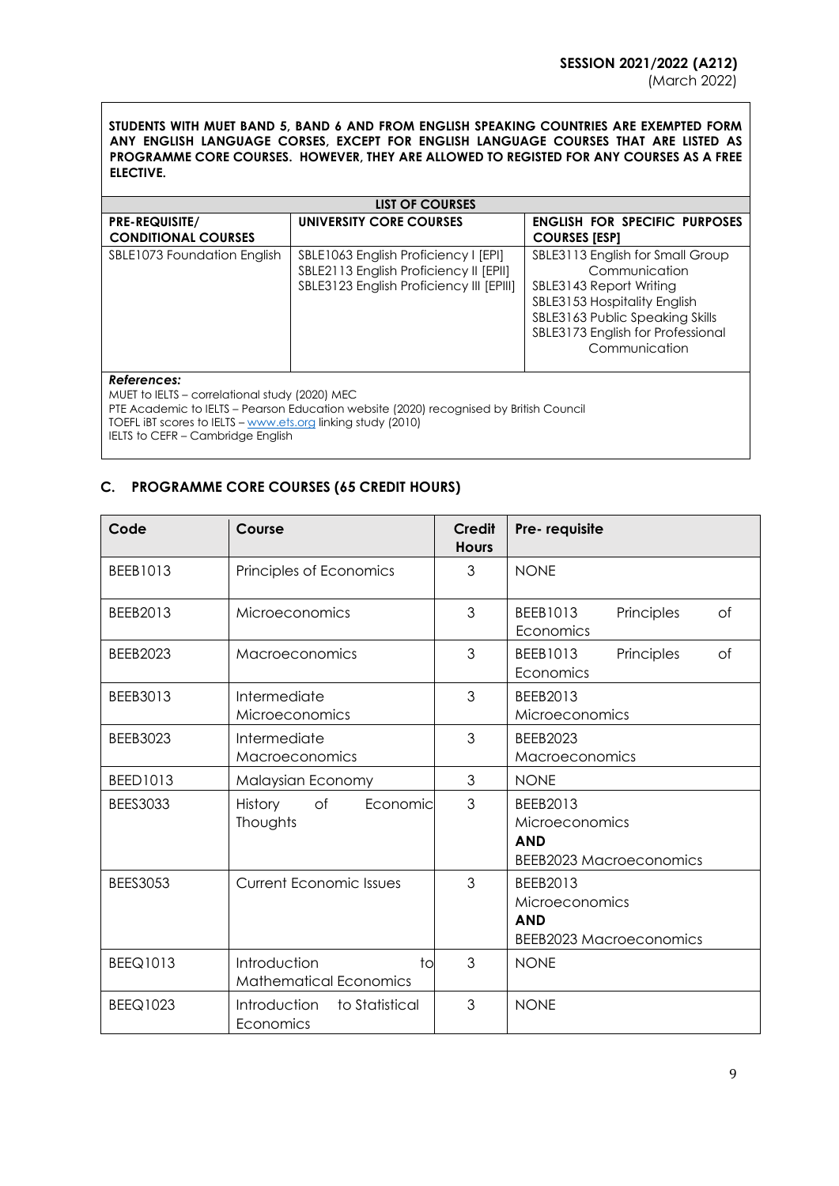**STUDENTS WITH MUET BAND 5, BAND 6 AND FROM ENGLISH SPEAKING COUNTRIES ARE EXEMPTED FORM ANY ENGLISH LANGUAGE CORSES, EXCEPT FOR ENGLISH LANGUAGE COURSES THAT ARE LISTED AS PROGRAMME CORE COURSES. HOWEVER, THEY ARE ALLOWED TO REGISTED FOR ANY COURSES AS A FREE ELECTIVE.**

| **LIST OF COURSES** | | |
|---|---|---|
| **PRE-REQUISITE/ CONDITIONAL COURSES** | **UNIVERSITY CORE COURSES** | **ENGLISH FOR SPECIFIC PURPOSES COURSES [ESP]** |
| SBLE1073 Foundation English | SBLE1063 English Proficiency I [EPI]<br>SBLE2113 English Proficiency II [EPII]<br>SBLE3123 English Proficiency III [EPIII] | SBLE3113 English for Small Group Communication<br>SBLE3143 Report Writing<br>SBLE3153 Hospitality English<br>SBLE3163 Public Speaking Skills<br>SBLE3173 English for Professional Communication |

***References:***
MUET to IELTS – correlational study (2020) MEC
PTE Academic to IELTS – Pearson Education website (2020) recognised by British Council
TOEFL iBT scores to IELTS – www.ets.org linking study (2010)
IELTS to CEFR – Cambridge English

## C. PROGRAMME CORE COURSES (65 CREDIT HOURS)

| Code | Course | Credit Hours | Pre- requisite |
|---|---|---|---|
| BEEB1013 | Principles of Economics | 3 | NONE |
| BEEB2013 | Microeconomics | 3 | BEEB1013 Principles of Economics |
| BEEB2023 | Macroeconomics | 3 | BEEB1013 Principles of Economics |
| BEEB3013 | Intermediate Microeconomics | 3 | BEEB2013 Microeconomics |
| BEEB3023 | Intermediate Macroeconomics | 3 | BEEB2023 Macroeconomics |
| BEED1013 | Malaysian Economy | 3 | NONE |
| BEES3033 | History of Economic Thoughts | 3 | BEEB2013 Microeconomics **AND** BEEB2023 Macroeconomics |
| BEES3053 | Current Economic Issues | 3 | BEEB2013 Microeconomics **AND** BEEB2023 Macroeconomics |
| BEEQ1013 | Introduction to Mathematical Economics | 3 | NONE |
| BEEQ1023 | Introduction to Statistical Economics | 3 | NONE |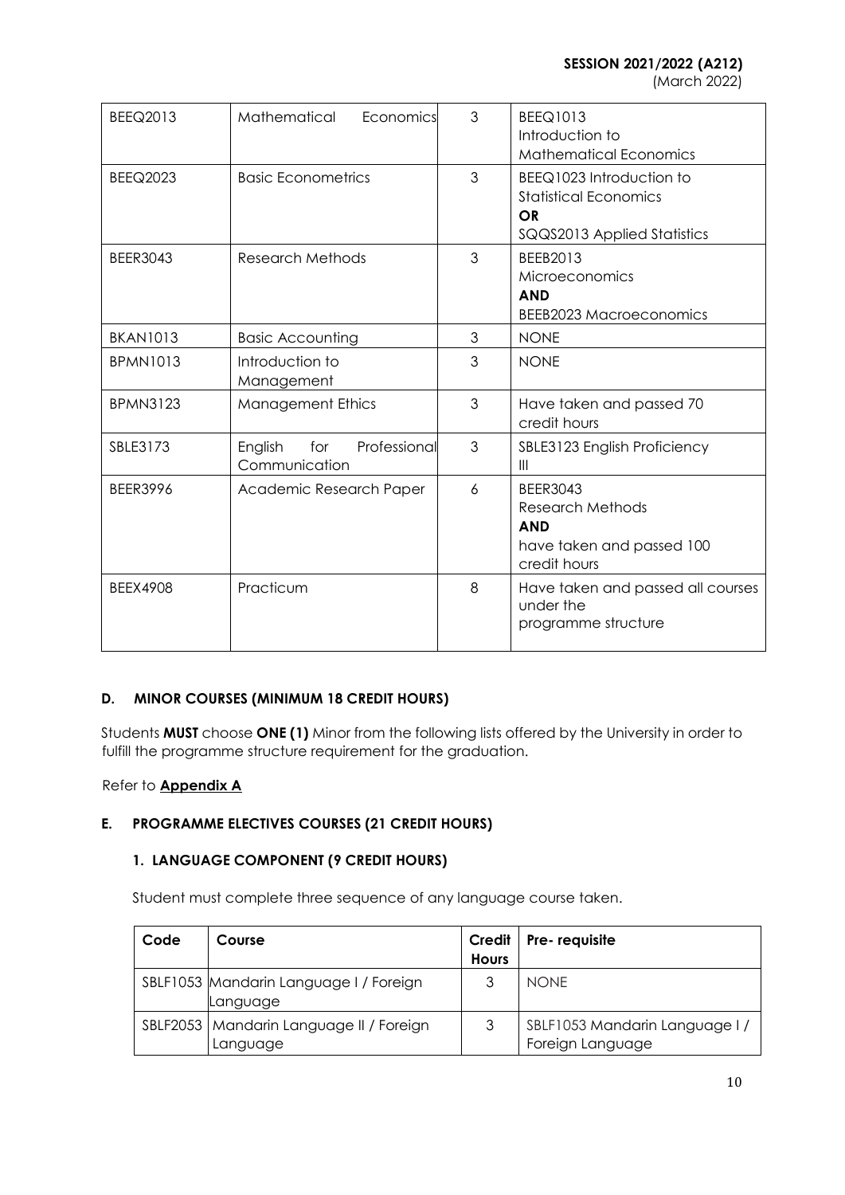| BEEQ2013 | Mathematical Economics | 3 | BEEQ1013<br>Introduction to<br>Mathematical Economics |
|---|---|---|---|
| BEEQ2023 | Basic Econometrics | 3 | BEEQ1023 Introduction to Statistical Economics<br>**OR**<br>SQQS2013 Applied Statistics |
| BEER3043 | Research Methods | 3 | BEEB2013<br>Microeconomics<br>**AND**<br>BEEB2023 Macroeconomics |
| BKAN1013 | Basic Accounting | 3 | NONE |
| BPMN1013 | Introduction to Management | 3 | NONE |
| BPMN3123 | Management Ethics | 3 | Have taken and passed 70 credit hours |
| SBLE3173 | English for Professional Communication | 3 | SBLE3123 English Proficiency III |
| BEER3996 | Academic Research Paper | 6 | BEER3043<br>Research Methods<br>**AND**<br>have taken and passed 100 credit hours |
| BEEX4908 | Practicum | 8 | Have taken and passed all courses under the programme structure |

### D. MINOR COURSES (MINIMUM 18 CREDIT HOURS)

Students **MUST** choose **ONE (1)** Minor from the following lists offered by the University in order to fulfill the programme structure requirement for the graduation.

Refer to **Appendix A**

### E. PROGRAMME ELECTIVES COURSES (21 CREDIT HOURS)

#### 1. LANGUAGE COMPONENT (9 CREDIT HOURS)

Student must complete three sequence of any language course taken.

| Code | Course | Credit Hours | Pre- requisite |
|---|---|---|---|
| SBLF1053 | Mandarin Language I / Foreign Language | 3 | NONE |
| SBLF2053 | Mandarin Language II / Foreign Language | 3 | SBLF1053 Mandarin Language I / Foreign Language |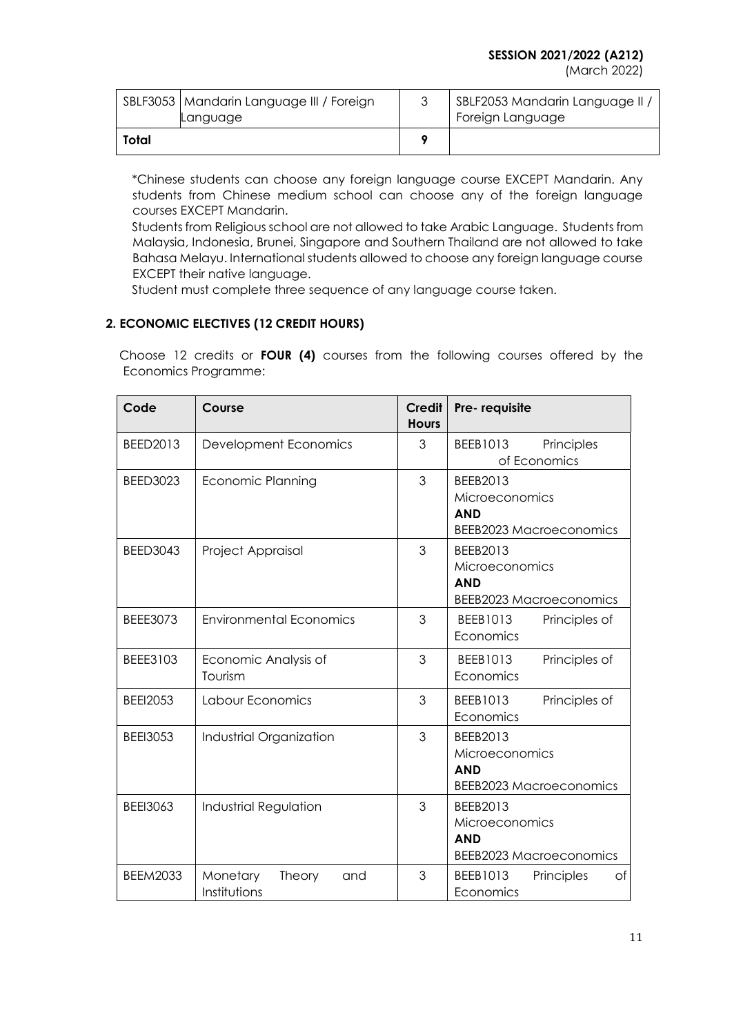| | | | |
|---|---|---|---|
| SBLF3053 | Mandarin Language III / Foreign Language | 3 | SBLF2053 Mandarin Language II / Foreign Language |
| **Total** | | **9** | |

*Chinese students can choose any foreign language course EXCEPT Mandarin. Any students from Chinese medium school can choose any of the foreign language courses EXCEPT Mandarin.

Students from Religious school are not allowed to take Arabic Language. Students from Malaysia, Indonesia, Brunei, Singapore and Southern Thailand are not allowed to take Bahasa Melayu. International students allowed to choose any foreign language course EXCEPT their native language.

Student must complete three sequence of any language course taken.

## 2. ECONOMIC ELECTIVES (12 CREDIT HOURS)

Choose 12 credits or **FOUR (4)** courses from the following courses offered by the Economics Programme:

| Code | Course | Credit Hours | Pre- requisite |
|---|---|---|---|
| BEED2013 | Development Economics | 3 | BEEB1013 Principles of Economics |
| BEED3023 | Economic Planning | 3 | BEEB2013 Microeconomics **AND** BEEB2023 Macroeconomics |
| BEED3043 | Project Appraisal | 3 | BEEB2013 Microeconomics **AND** BEEB2023 Macroeconomics |
| BEEE3073 | Environmental Economics | 3 | BEEB1013 Principles of Economics |
| BEEE3103 | Economic Analysis of Tourism | 3 | BEEB1013 Principles of Economics |
| BEEI2053 | Labour Economics | 3 | BEEB1013 Principles of Economics |
| BEEI3053 | Industrial Organization | 3 | BEEB2013 Microeconomics **AND** BEEB2023 Macroeconomics |
| BEEI3063 | Industrial Regulation | 3 | BEEB2013 Microeconomics **AND** BEEB2023 Macroeconomics |
| BEEM2033 | Monetary Theory and Institutions | 3 | BEEB1013 Principles of Economics |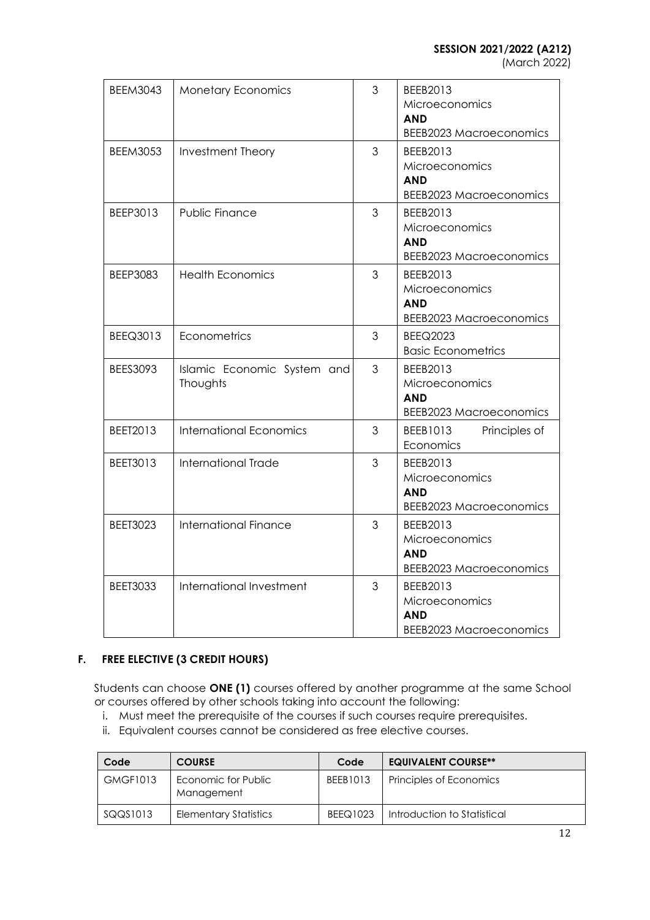| BEEM3043 | Monetary Economics | 3 | BEEB2013 Microeconomics **AND** BEEB2023 Macroeconomics |
|---|---|---|---|
| BEEM3053 | Investment Theory | 3 | BEEB2013 Microeconomics **AND** BEEB2023 Macroeconomics |
| BEEP3013 | Public Finance | 3 | BEEB2013 Microeconomics **AND** BEEB2023 Macroeconomics |
| BEEP3083 | Health Economics | 3 | BEEB2013 Microeconomics **AND** BEEB2023 Macroeconomics |
| BEEQ3013 | Econometrics | 3 | BEEQ2023 Basic Econometrics |
| BEES3093 | Islamic Economic System and Thoughts | 3 | BEEB2013 Microeconomics **AND** BEEB2023 Macroeconomics |
| BEET2013 | International Economics | 3 | BEEB1013 Principles of Economics |
| BEET3013 | International Trade | 3 | BEEB2013 Microeconomics **AND** BEEB2023 Macroeconomics |
| BEET3023 | International Finance | 3 | BEEB2013 Microeconomics **AND** BEEB2023 Macroeconomics |
| BEET3033 | International Investment | 3 | BEEB2013 Microeconomics **AND** BEEB2023 Macroeconomics |

### F. FREE ELECTIVE (3 CREDIT HOURS)

Students can choose **ONE (1)** courses offered by another programme at the same School or courses offered by other schools taking into account the following:

i. Must meet the prerequisite of the courses if such courses require prerequisites.
ii. Equivalent courses cannot be considered as free elective courses.

| Code | COURSE | Code | EQUIVALENT COURSE** |
|---|---|---|---|
| GMGF1013 | Economic for Public Management | BEEB1013 | Principles of Economics |
| SQQS1013 | Elementary Statistics | BEEQ1023 | Introduction to Statistical |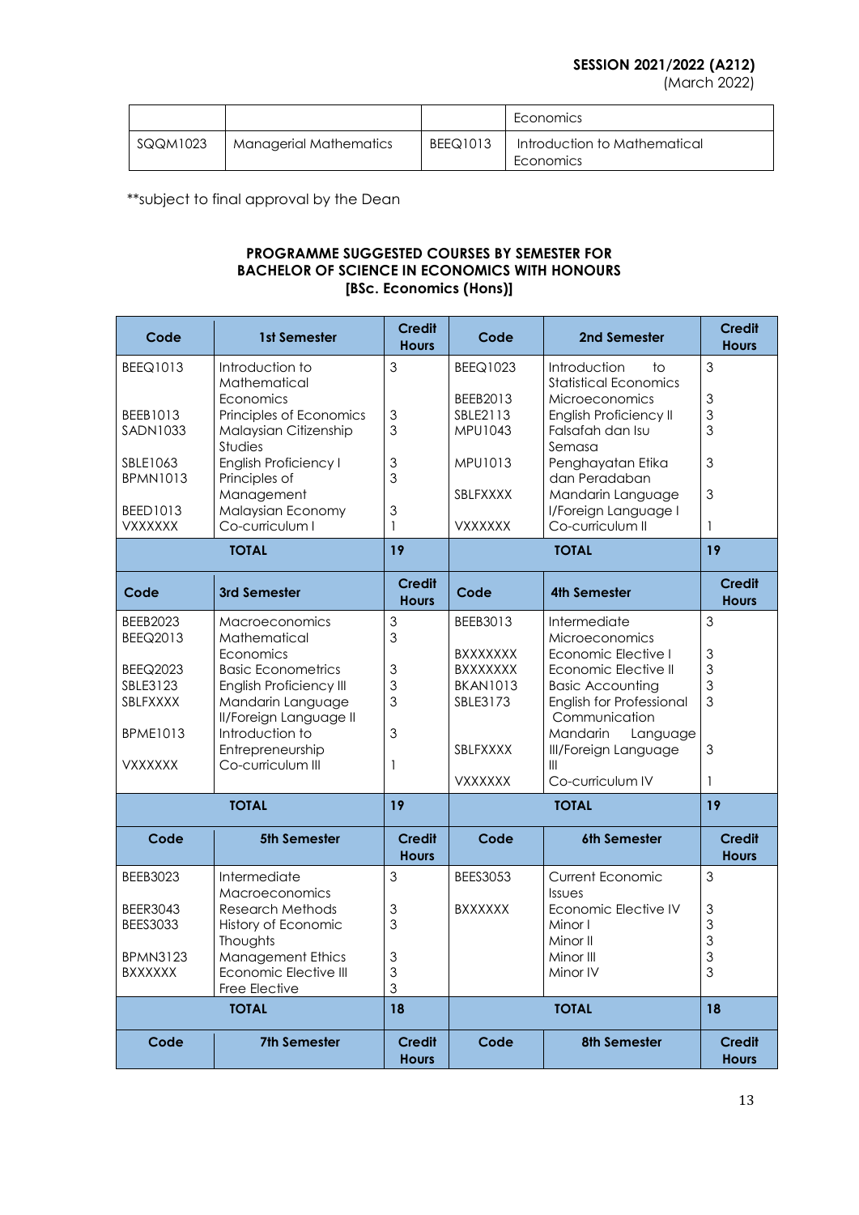| | | | Economics |
|---|---|---|---|
| SQQM1023 | Managerial Mathematics | BEEQ1013 | Introduction to Mathematical Economics |

**subject to final approval by the Dean

### PROGRAMME SUGGESTED COURSES BY SEMESTER FOR BACHELOR OF SCIENCE IN ECONOMICS WITH HONOURS [BSc. Economics (Hons)]

| Code | 1st Semester | Credit Hours | Code | 2nd Semester | Credit Hours |
|---|---|---|---|---|---|
| BEEQ1013 | Introduction to Mathematical Economics | 3 | BEEQ1023 | Introduction to Statistical Economics | 3 |
| BEEB1013 | Principles of Economics | 3 | BEEB2013 | Microeconomics | 3 |
| SADN1033 | Malaysian Citizenship Studies | 3 | SBLE2113 | English Proficiency II | 3 |
| SBLE1063 | English Proficiency I | 3 | MPU1043 | Falsafah dan Isu Semasa | 3 |
| BPMN1013 | Principles of Management | 3 | MPU1013 | Penghayatan Etika dan Peradaban | 3 |
| BEED1013 | Malaysian Economy | 3 | SBLFXXXX | Mandarin Language I/Foreign Language I | 3 |
| VXXXXXX | Co-curriculum I | 1 | VXXXXXX | Co-curriculum II | 1 |
| **TOTAL** | | **19** | **TOTAL** | | **19** |
| **Code** | **3rd Semester** | **Credit Hours** | **Code** | **4th Semester** | **Credit Hours** |
| BEEB2023 | Macroeconomics | 3 | BEEB3013 | Intermediate Microeconomics | 3 |
| BEEQ2013 | Mathematical Economics | 3 | BXXXXXXX | Economic Elective I | 3 |
| BEEQ2023 | Basic Econometrics | 3 | BXXXXXXX | Economic Elective II | 3 |
| SBLE3123 | English Proficiency III | 3 | BKAN1013 | Basic Accounting | 3 |
| SBLFXXXX | Mandarin Language II/Foreign Language II | 3 | SBLE3173 | English for Professional Communication | 3 |
| BPME1013 | Introduction to Entrepreneurship | 3 | SBLFXXXX | Mandarin Language III/Foreign Language III | 3 |
| VXXXXXX | Co-curriculum III | 1 | VXXXXXX | Co-curriculum IV | 1 |
| **TOTAL** | | **19** | **TOTAL** | | **19** |
| **Code** | **5th Semester** | **Credit Hours** | **Code** | **6th Semester** | **Credit Hours** |
| BEEB3023 | Intermediate Macroeconomics | 3 | BEES3053 | Current Economic Issues | 3 |
| BEER3043 | Research Methods | 3 | BXXXXXX | Economic Elective IV | 3 |
| BEES3033 | History of Economic Thoughts | 3 | | Minor I | 3 |
| BPMN3123 | Management Ethics | 3 | | Minor II | 3 |
| BXXXXXX | Economic Elective III | 3 | | Minor III | 3 |
| | Free Elective | 3 | | Minor IV | 3 |
| **TOTAL** | | **18** | **TOTAL** | | **18** |
| **Code** | **7th Semester** | **Credit Hours** | **Code** | **8th Semester** | **Credit Hours** |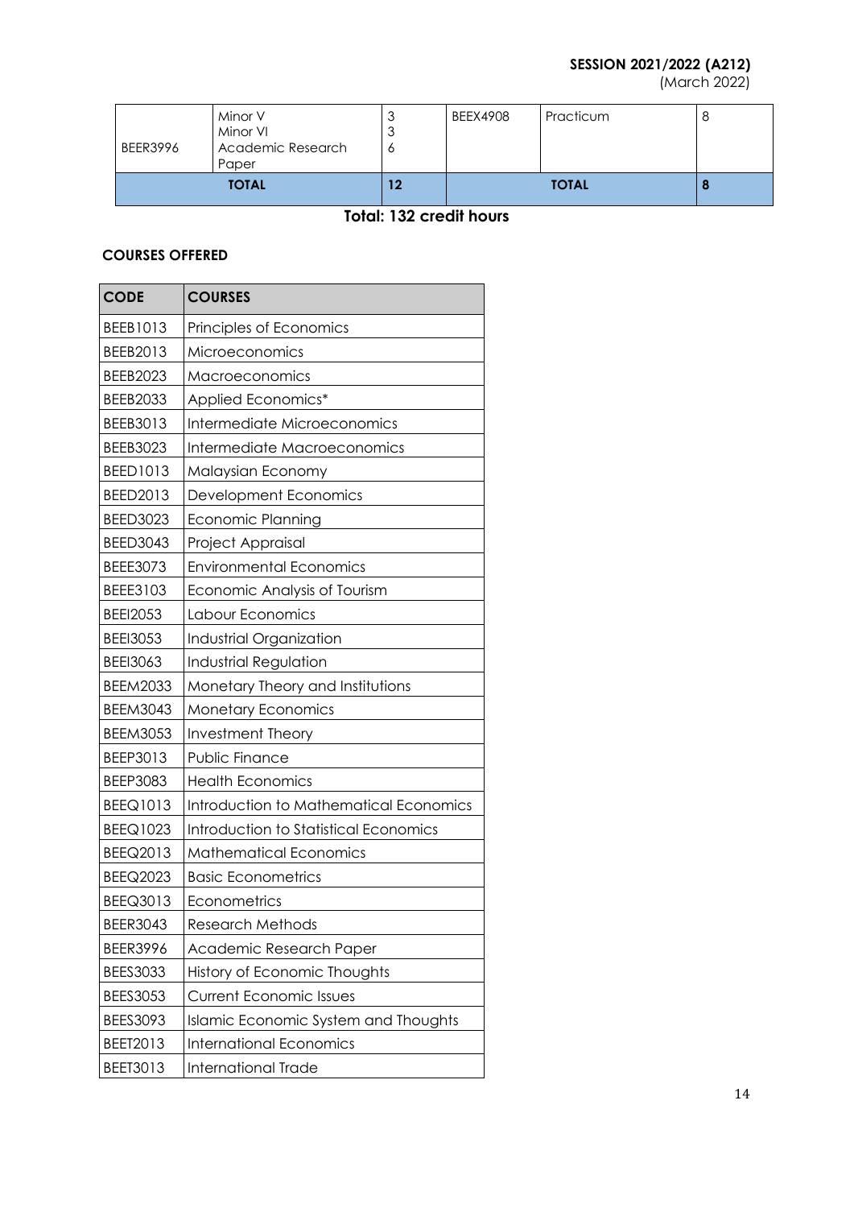| | | | | | |
|---|---|---|---|---|---|
| BEER3996 | Minor V<br>Minor VI<br>Academic Research Paper | 3<br>3<br>6 | BEEX4908 | Practicum | 8 |
| **TOTAL** | | **12** | **TOTAL** | | **8** |

**Total: 132 credit hours**

**COURSES OFFERED**

| CODE | COURSES |
|---|---|
| BEEB1013 | Principles of Economics |
| BEEB2013 | Microeconomics |
| BEEB2023 | Macroeconomics |
| BEEB2033 | Applied Economics* |
| BEEB3013 | Intermediate Microeconomics |
| BEEB3023 | Intermediate Macroeconomics |
| BEED1013 | Malaysian Economy |
| BEED2013 | Development Economics |
| BEED3023 | Economic Planning |
| BEED3043 | Project Appraisal |
| BEEE3073 | Environmental Economics |
| BEEE3103 | Economic Analysis of Tourism |
| BEEI2053 | Labour Economics |
| BEEI3053 | Industrial Organization |
| BEEI3063 | Industrial Regulation |
| BEEM2033 | Monetary Theory and Institutions |
| BEEM3043 | Monetary Economics |
| BEEM3053 | Investment Theory |
| BEEP3013 | Public Finance |
| BEEP3083 | Health Economics |
| BEEQ1013 | Introduction to Mathematical Economics |
| BEEQ1023 | Introduction to Statistical Economics |
| BEEQ2013 | Mathematical Economics |
| BEEQ2023 | Basic Econometrics |
| BEEQ3013 | Econometrics |
| BEER3043 | Research Methods |
| BEER3996 | Academic Research Paper |
| BEES3033 | History of Economic Thoughts |
| BEES3053 | Current Economic Issues |
| BEES3093 | Islamic Economic System and Thoughts |
| BEET2013 | International Economics |
| BEET3013 | International Trade |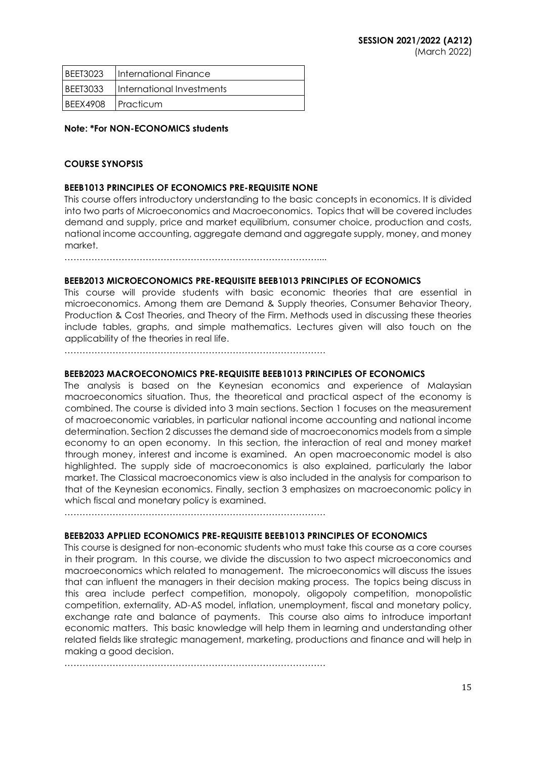| BEET3023 | International Finance |
|---|---|
| BEET3033 | International Investments |
| BEEX4908 | Practicum |

**Note: *For NON-ECONOMICS students**

**COURSE SYNOPSIS**

**BEEB1013 PRINCIPLES OF ECONOMICS PRE-REQUISITE NONE**

This course offers introductory understanding to the basic concepts in economics. It is divided into two parts of Microeconomics and Macroeconomics. Topics that will be covered includes demand and supply, price and market equilibrium, consumer choice, production and costs, national income accounting, aggregate demand and aggregate supply, money, and money market.

…………………………………………………………………………....

**BEEB2013 MICROECONOMICS PRE-REQUISITE BEEB1013 PRINCIPLES OF ECONOMICS**

This course will provide students with basic economic theories that are essential in microeconomics. Among them are Demand & Supply theories, Consumer Behavior Theory, Production & Cost Theories, and Theory of the Firm. Methods used in discussing these theories include tables, graphs, and simple mathematics. Lectures given will also touch on the applicability of the theories in real life.

……………………………………………………………………………

**BEEB2023 MACROECONOMICS PRE-REQUISITE BEEB1013 PRINCIPLES OF ECONOMICS**

The analysis is based on the Keynesian economics and experience of Malaysian macroeconomics situation. Thus, the theoretical and practical aspect of the economy is combined. The course is divided into 3 main sections. Section 1 focuses on the measurement of macroeconomic variables, in particular national income accounting and national income determination. Section 2 discusses the demand side of macroeconomics models from a simple economy to an open economy. In this section, the interaction of real and money market through money, interest and income is examined. An open macroeconomic model is also highlighted. The supply side of macroeconomics is also explained, particularly the labor market. The Classical macroeconomics view is also included in the analysis for comparison to that of the Keynesian economics. Finally, section 3 emphasizes on macroeconomic policy in which fiscal and monetary policy is examined.

……………………………………………………………………………

**BEEB2033 APPLIED ECONOMICS PRE-REQUISITE BEEB1013 PRINCIPLES OF ECONOMICS**

This course is designed for non-economic students who must take this course as a core courses in their program. In this course, we divide the discussion to two aspect microeconomics and macroeconomics which related to management. The microeconomics will discuss the issues that can influent the managers in their decision making process. The topics being discuss in this area include perfect competition, monopoly, oligopoly competition, monopolistic competition, externality, AD-AS model, inflation, unemployment, fiscal and monetary policy, exchange rate and balance of payments. This course also aims to introduce important economic matters. This basic knowledge will help them in learning and understanding other related fields like strategic management, marketing, productions and finance and will help in making a good decision.

……………………………………………………………………………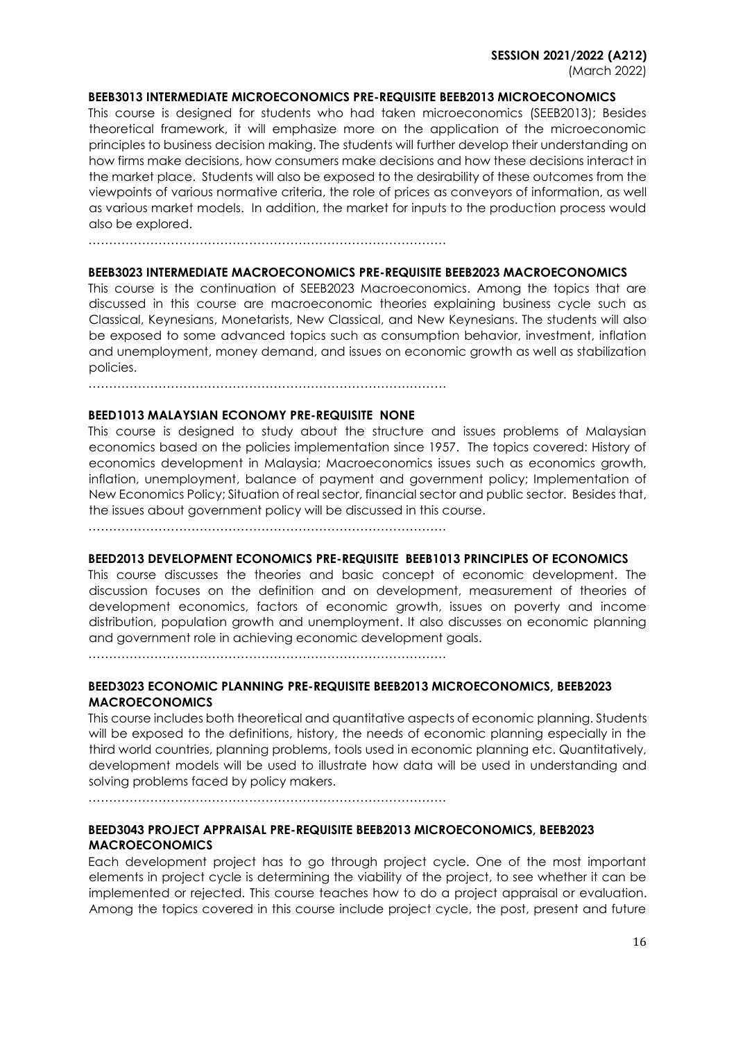**BEEB3013 INTERMEDIATE MICROECONOMICS PRE-REQUISITE BEEB2013 MICROECONOMICS**

This course is designed for students who had taken microeconomics (SEEB2013); Besides theoretical framework, it will emphasize more on the application of the microeconomic principles to business decision making. The students will further develop their understanding on how firms make decisions, how consumers make decisions and how these decisions interact in the market place. Students will also be exposed to the desirability of these outcomes from the viewpoints of various normative criteria, the role of prices as conveyors of information, as well as various market models. In addition, the market for inputs to the production process would also be explored.

…………………………………………………………………………….

**BEEB3023 INTERMEDIATE MACROECONOMICS PRE-REQUISITE BEEB2023 MACROECONOMICS**

This course is the continuation of SEEB2023 Macroeconomics. Among the topics that are discussed in this course are macroeconomic theories explaining business cycle such as Classical, Keynesians, Monetarists, New Classical, and New Keynesians. The students will also be exposed to some advanced topics such as consumption behavior, investment, inflation and unemployment, money demand, and issues on economic growth as well as stabilization policies.

…………………………………………………………………………….

**BEED1013 MALAYSIAN ECONOMY PRE-REQUISITE NONE**

This course is designed to study about the structure and issues problems of Malaysian economics based on the policies implementation since 1957. The topics covered: History of economics development in Malaysia; Macroeconomics issues such as economics growth, inflation, unemployment, balance of payment and government policy; Implementation of New Economics Policy; Situation of real sector, financial sector and public sector. Besides that, the issues about government policy will be discussed in this course.

…………………………………………………………………………….

**BEED2013 DEVELOPMENT ECONOMICS PRE-REQUISITE BEEB1013 PRINCIPLES OF ECONOMICS**

This course discusses the theories and basic concept of economic development. The discussion focuses on the definition and on development, measurement of theories of development economics, factors of economic growth, issues on poverty and income distribution, population growth and unemployment. It also discusses on economic planning and government role in achieving economic development goals.

…………………………………………………………………………….

**BEED3023 ECONOMIC PLANNING PRE-REQUISITE BEEB2013 MICROECONOMICS, BEEB2023 MACROECONOMICS**

This course includes both theoretical and quantitative aspects of economic planning. Students will be exposed to the definitions, history, the needs of economic planning especially in the third world countries, planning problems, tools used in economic planning etc. Quantitatively, development models will be used to illustrate how data will be used in understanding and solving problems faced by policy makers.

…………………………………………………………………………….

**BEED3043 PROJECT APPRAISAL PRE-REQUISITE BEEB2013 MICROECONOMICS, BEEB2023 MACROECONOMICS**

Each development project has to go through project cycle. One of the most important elements in project cycle is determining the viability of the project, to see whether it can be implemented or rejected. This course teaches how to do a project appraisal or evaluation. Among the topics covered in this course include project cycle, the post, present and future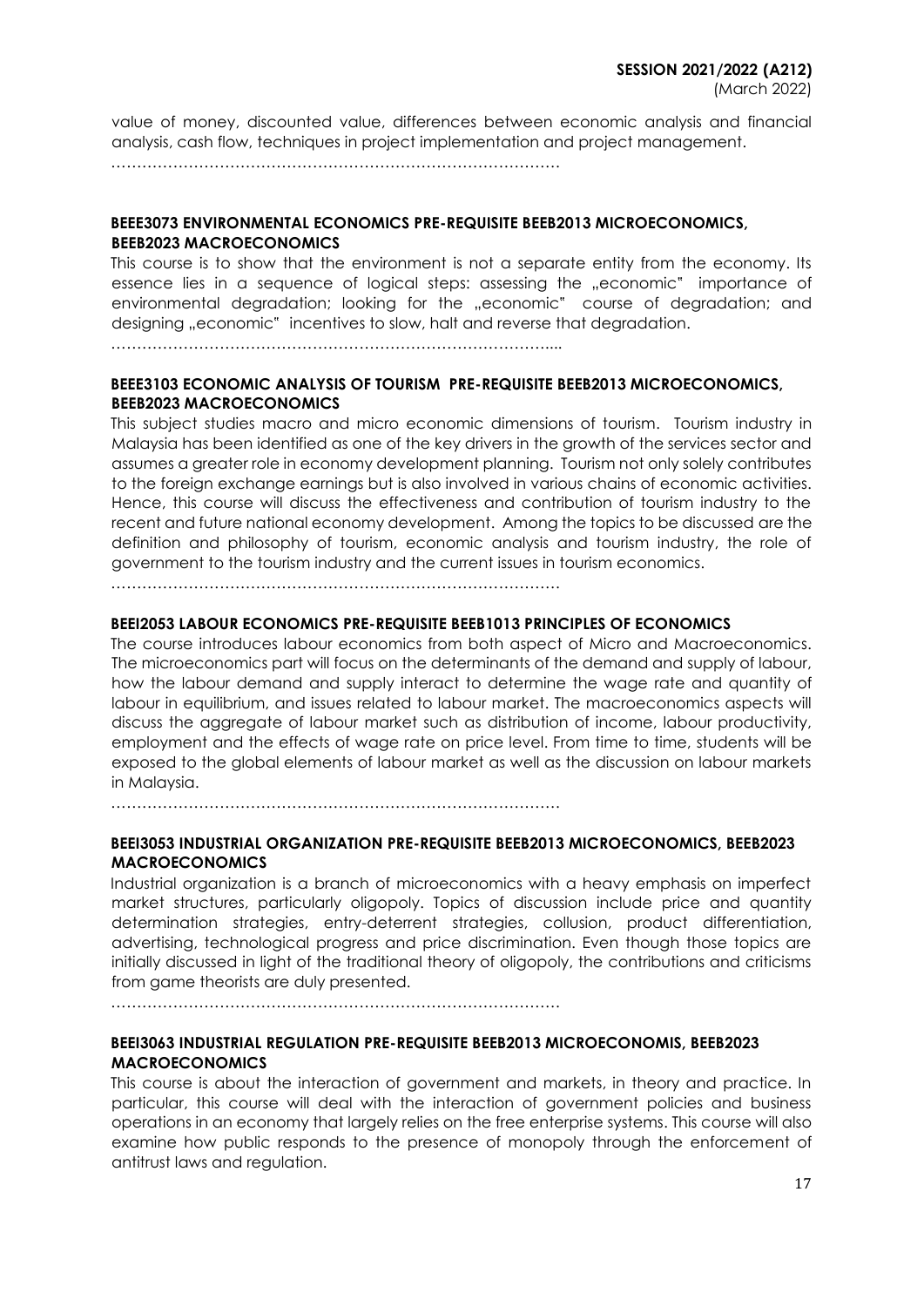value of money, discounted value, differences between economic analysis and financial analysis, cash flow, techniques in project implementation and project management.

……………………………………………………………………………

**BEEE3073 ENVIRONMENTAL ECONOMICS PRE-REQUISITE BEEB2013 MICROECONOMICS, BEEB2023 MACROECONOMICS**

This course is to show that the environment is not a separate entity from the economy. Its essence lies in a sequence of logical steps: assessing the „economic" importance of environmental degradation; looking for the „economic" course of degradation; and designing „economic" incentives to slow, halt and reverse that degradation.

…………………………………………………………………………...

**BEEE3103 ECONOMIC ANALYSIS OF TOURISM PRE-REQUISITE BEEB2013 MICROECONOMICS, BEEB2023 MACROECONOMICS**

This subject studies macro and micro economic dimensions of tourism. Tourism industry in Malaysia has been identified as one of the key drivers in the growth of the services sector and assumes a greater role in economy development planning. Tourism not only solely contributes to the foreign exchange earnings but is also involved in various chains of economic activities. Hence, this course will discuss the effectiveness and contribution of tourism industry to the recent and future national economy development. Among the topics to be discussed are the definition and philosophy of tourism, economic analysis and tourism industry, the role of government to the tourism industry and the current issues in tourism economics.

……………………………………………………………………………

**BEEI2053 LABOUR ECONOMICS PRE-REQUISITE BEEB1013 PRINCIPLES OF ECONOMICS**

The course introduces labour economics from both aspect of Micro and Macroeconomics. The microeconomics part will focus on the determinants of the demand and supply of labour, how the labour demand and supply interact to determine the wage rate and quantity of labour in equilibrium, and issues related to labour market. The macroeconomics aspects will discuss the aggregate of labour market such as distribution of income, labour productivity, employment and the effects of wage rate on price level. From time to time, students will be exposed to the global elements of labour market as well as the discussion on labour markets in Malaysia.

……………………………………………………………………………

**BEEI3053 INDUSTRIAL ORGANIZATION PRE-REQUISITE BEEB2013 MICROECONOMICS, BEEB2023 MACROECONOMICS**

Industrial organization is a branch of microeconomics with a heavy emphasis on imperfect market structures, particularly oligopoly. Topics of discussion include price and quantity determination strategies, entry-deterrent strategies, collusion, product differentiation, advertising, technological progress and price discrimination. Even though those topics are initially discussed in light of the traditional theory of oligopoly, the contributions and criticisms from game theorists are duly presented.

……………………………………………………………………………

**BEEI3063 INDUSTRIAL REGULATION PRE-REQUISITE BEEB2013 MICROECONOMIS, BEEB2023 MACROECONOMICS**

This course is about the interaction of government and markets, in theory and practice. In particular, this course will deal with the interaction of government policies and business operations in an economy that largely relies on the free enterprise systems. This course will also examine how public responds to the presence of monopoly through the enforcement of antitrust laws and regulation.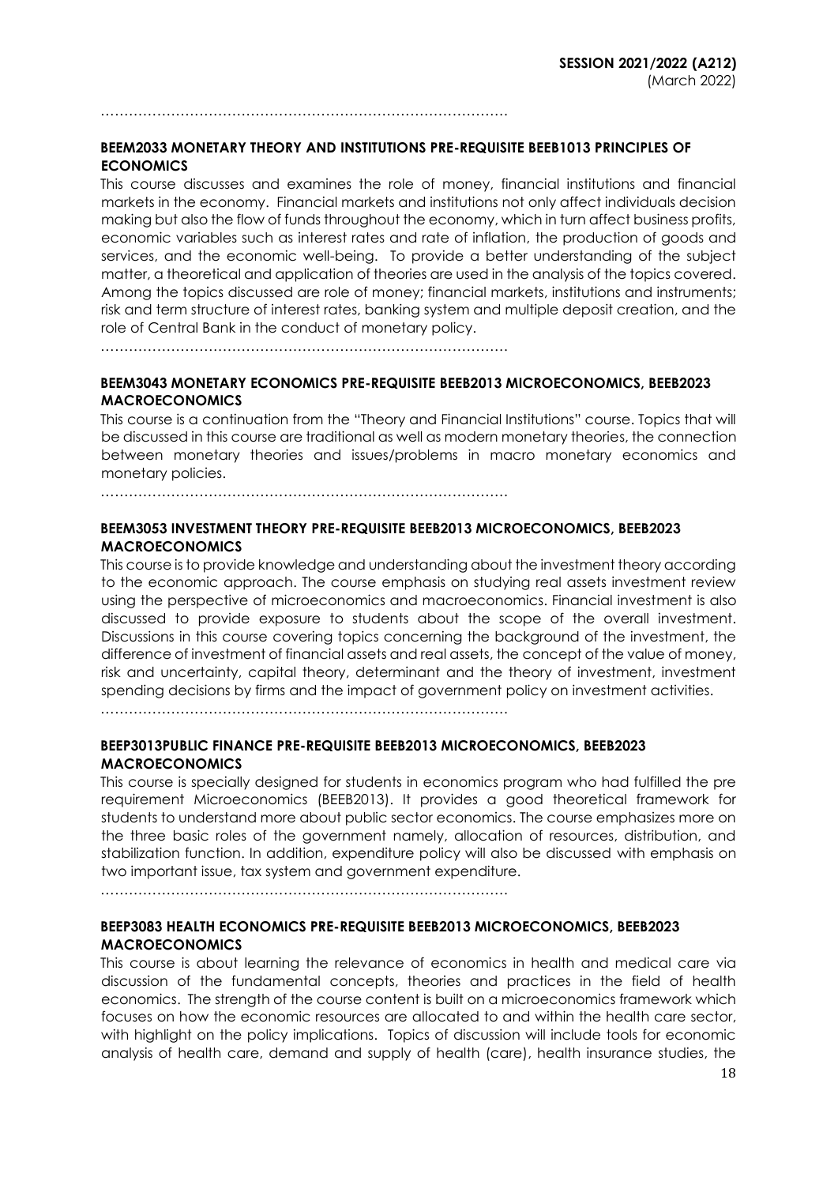……………………………………………………………………………

**BEEM2033 MONETARY THEORY AND INSTITUTIONS PRE-REQUISITE BEEB1013 PRINCIPLES OF ECONOMICS**

This course discusses and examines the role of money, financial institutions and financial markets in the economy. Financial markets and institutions not only affect individuals decision making but also the flow of funds throughout the economy, which in turn affect business profits, economic variables such as interest rates and rate of inflation, the production of goods and services, and the economic well-being. To provide a better understanding of the subject matter, a theoretical and application of theories are used in the analysis of the topics covered. Among the topics discussed are role of money; financial markets, institutions and instruments; risk and term structure of interest rates, banking system and multiple deposit creation, and the role of Central Bank in the conduct of monetary policy.

……………………………………………………………………………

**BEEM3043 MONETARY ECONOMICS PRE-REQUISITE BEEB2013 MICROECONOMICS, BEEB2023 MACROECONOMICS**

This course is a continuation from the "Theory and Financial Institutions" course. Topics that will be discussed in this course are traditional as well as modern monetary theories, the connection between monetary theories and issues/problems in macro monetary economics and monetary policies.

……………………………………………………………………………

**BEEM3053 INVESTMENT THEORY PRE-REQUISITE BEEB2013 MICROECONOMICS, BEEB2023 MACROECONOMICS**

This course is to provide knowledge and understanding about the investment theory according to the economic approach. The course emphasis on studying real assets investment review using the perspective of microeconomics and macroeconomics. Financial investment is also discussed to provide exposure to students about the scope of the overall investment. Discussions in this course covering topics concerning the background of the investment, the difference of investment of financial assets and real assets, the concept of the value of money, risk and uncertainty, capital theory, determinant and the theory of investment, investment spending decisions by firms and the impact of government policy on investment activities.

……………………………………………………………………………

**BEEP3013PUBLIC FINANCE PRE-REQUISITE BEEB2013 MICROECONOMICS, BEEB2023 MACROECONOMICS**

This course is specially designed for students in economics program who had fulfilled the pre requirement Microeconomics (BEEB2013). It provides a good theoretical framework for students to understand more about public sector economics. The course emphasizes more on the three basic roles of the government namely, allocation of resources, distribution, and stabilization function. In addition, expenditure policy will also be discussed with emphasis on two important issue, tax system and government expenditure.

……………………………………………………………………………

**BEEP3083 HEALTH ECONOMICS PRE-REQUISITE BEEB2013 MICROECONOMICS, BEEB2023 MACROECONOMICS**

This course is about learning the relevance of economics in health and medical care via discussion of the fundamental concepts, theories and practices in the field of health economics. The strength of the course content is built on a microeconomics framework which focuses on how the economic resources are allocated to and within the health care sector, with highlight on the policy implications. Topics of discussion will include tools for economic analysis of health care, demand and supply of health (care), health insurance studies, the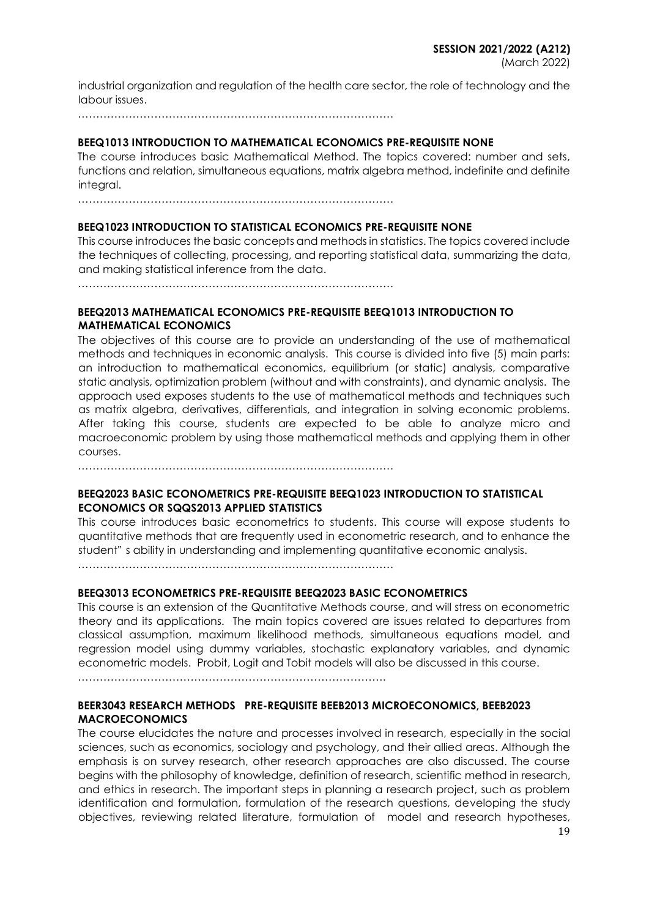industrial organization and regulation of the health care sector, the role of technology and the labour issues.

……………………………………………………………………………

**BEEQ1013 INTRODUCTION TO MATHEMATICAL ECONOMICS PRE-REQUISITE NONE**

The course introduces basic Mathematical Method. The topics covered: number and sets, functions and relation, simultaneous equations, matrix algebra method, indefinite and definite integral.

……………………………………………………………………………

**BEEQ1023 INTRODUCTION TO STATISTICAL ECONOMICS PRE-REQUISITE NONE**

This course introduces the basic concepts and methods in statistics. The topics covered include the techniques of collecting, processing, and reporting statistical data, summarizing the data, and making statistical inference from the data.

……………………………………………………………………………

**BEEQ2013 MATHEMATICAL ECONOMICS PRE-REQUISITE BEEQ1013 INTRODUCTION TO MATHEMATICAL ECONOMICS**

The objectives of this course are to provide an understanding of the use of mathematical methods and techniques in economic analysis. This course is divided into five (5) main parts: an introduction to mathematical economics, equilibrium (or static) analysis, comparative static analysis, optimization problem (without and with constraints), and dynamic analysis. The approach used exposes students to the use of mathematical methods and techniques such as matrix algebra, derivatives, differentials, and integration in solving economic problems. After taking this course, students are expected to be able to analyze micro and macroeconomic problem by using those mathematical methods and applying them in other courses.

……………………………………………………………………………

**BEEQ2023 BASIC ECONOMETRICS PRE-REQUISITE BEEQ1023 INTRODUCTION TO STATISTICAL ECONOMICS OR SQQS2013 APPLIED STATISTICS**

This course introduces basic econometrics to students. This course will expose students to quantitative methods that are frequently used in econometric research, and to enhance the student" s ability in understanding and implementing quantitative economic analysis.

……………………………………………………………………………

**BEEQ3013 ECONOMETRICS PRE-REQUISITE BEEQ2023 BASIC ECONOMETRICS**

This course is an extension of the Quantitative Methods course, and will stress on econometric theory and its applications. The main topics covered are issues related to departures from classical assumption, maximum likelihood methods, simultaneous equations model, and regression model using dummy variables, stochastic explanatory variables, and dynamic econometric models. Probit, Logit and Tobit models will also be discussed in this course.

……………………………………………………………………………

**BEER3043 RESEARCH METHODS PRE-REQUISITE BEEB2013 MICROECONOMICS, BEEB2023 MACROECONOMICS**

The course elucidates the nature and processes involved in research, especially in the social sciences, such as economics, sociology and psychology, and their allied areas. Although the emphasis is on survey research, other research approaches are also discussed. The course begins with the philosophy of knowledge, definition of research, scientific method in research, and ethics in research. The important steps in planning a research project, such as problem identification and formulation, formulation of the research questions, developing the study objectives, reviewing related literature, formulation of model and research hypotheses,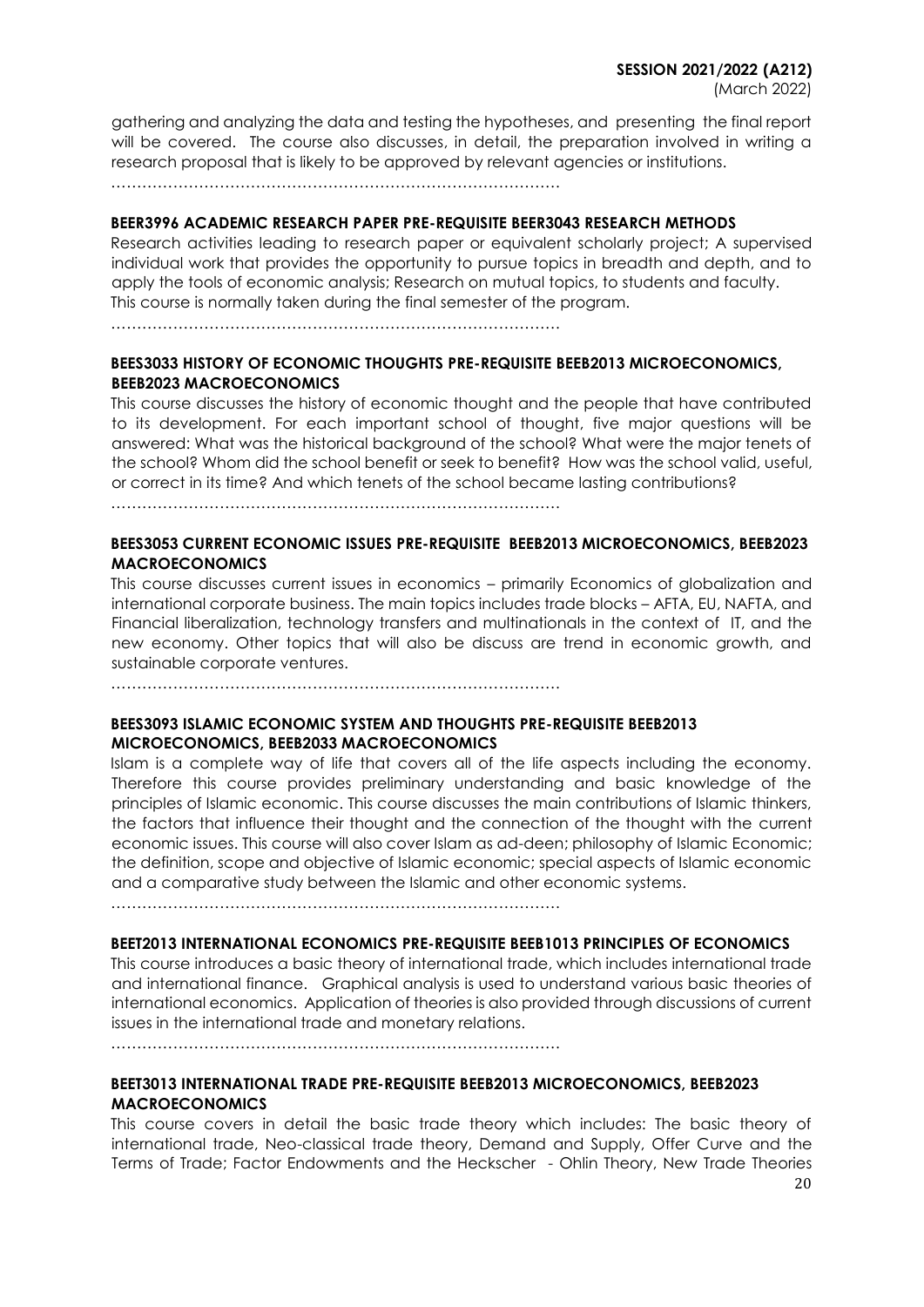gathering and analyzing the data and testing the hypotheses, and presenting the final report will be covered. The course also discusses, in detail, the preparation involved in writing a research proposal that is likely to be approved by relevant agencies or institutions.

……………………………………………………………………………

**BEER3996 ACADEMIC RESEARCH PAPER PRE-REQUISITE BEER3043 RESEARCH METHODS**

Research activities leading to research paper or equivalent scholarly project; A supervised individual work that provides the opportunity to pursue topics in breadth and depth, and to apply the tools of economic analysis; Research on mutual topics, to students and faculty. This course is normally taken during the final semester of the program.

……………………………………………………………………………

**BEES3033 HISTORY OF ECONOMIC THOUGHTS PRE-REQUISITE BEEB2013 MICROECONOMICS, BEEB2023 MACROECONOMICS**

This course discusses the history of economic thought and the people that have contributed to its development. For each important school of thought, five major questions will be answered: What was the historical background of the school? What were the major tenets of the school? Whom did the school benefit or seek to benefit? How was the school valid, useful, or correct in its time? And which tenets of the school became lasting contributions?

……………………………………………………………………………

**BEES3053 CURRENT ECONOMIC ISSUES PRE-REQUISITE BEEB2013 MICROECONOMICS, BEEB2023 MACROECONOMICS**

This course discusses current issues in economics – primarily Economics of globalization and international corporate business. The main topics includes trade blocks – AFTA, EU, NAFTA, and Financial liberalization, technology transfers and multinationals in the context of IT, and the new economy. Other topics that will also be discuss are trend in economic growth, and sustainable corporate ventures.

……………………………………………………………………………

**BEES3093 ISLAMIC ECONOMIC SYSTEM AND THOUGHTS PRE-REQUISITE BEEB2013 MICROECONOMICS, BEEB2033 MACROECONOMICS**

Islam is a complete way of life that covers all of the life aspects including the economy. Therefore this course provides preliminary understanding and basic knowledge of the principles of Islamic economic. This course discusses the main contributions of Islamic thinkers, the factors that influence their thought and the connection of the thought with the current economic issues. This course will also cover Islam as ad-deen; philosophy of Islamic Economic; the definition, scope and objective of Islamic economic; special aspects of Islamic economic and a comparative study between the Islamic and other economic systems.

……………………………………………………………………………

**BEET2013 INTERNATIONAL ECONOMICS PRE-REQUISITE BEEB1013 PRINCIPLES OF ECONOMICS**

This course introduces a basic theory of international trade, which includes international trade and international finance. Graphical analysis is used to understand various basic theories of international economics. Application of theories is also provided through discussions of current issues in the international trade and monetary relations.

……………………………………………………………………………

**BEET3013 INTERNATIONAL TRADE PRE-REQUISITE BEEB2013 MICROECONOMICS, BEEB2023 MACROECONOMICS**

This course covers in detail the basic trade theory which includes: The basic theory of international trade, Neo-classical trade theory, Demand and Supply, Offer Curve and the Terms of Trade; Factor Endowments and the Heckscher - Ohlin Theory, New Trade Theories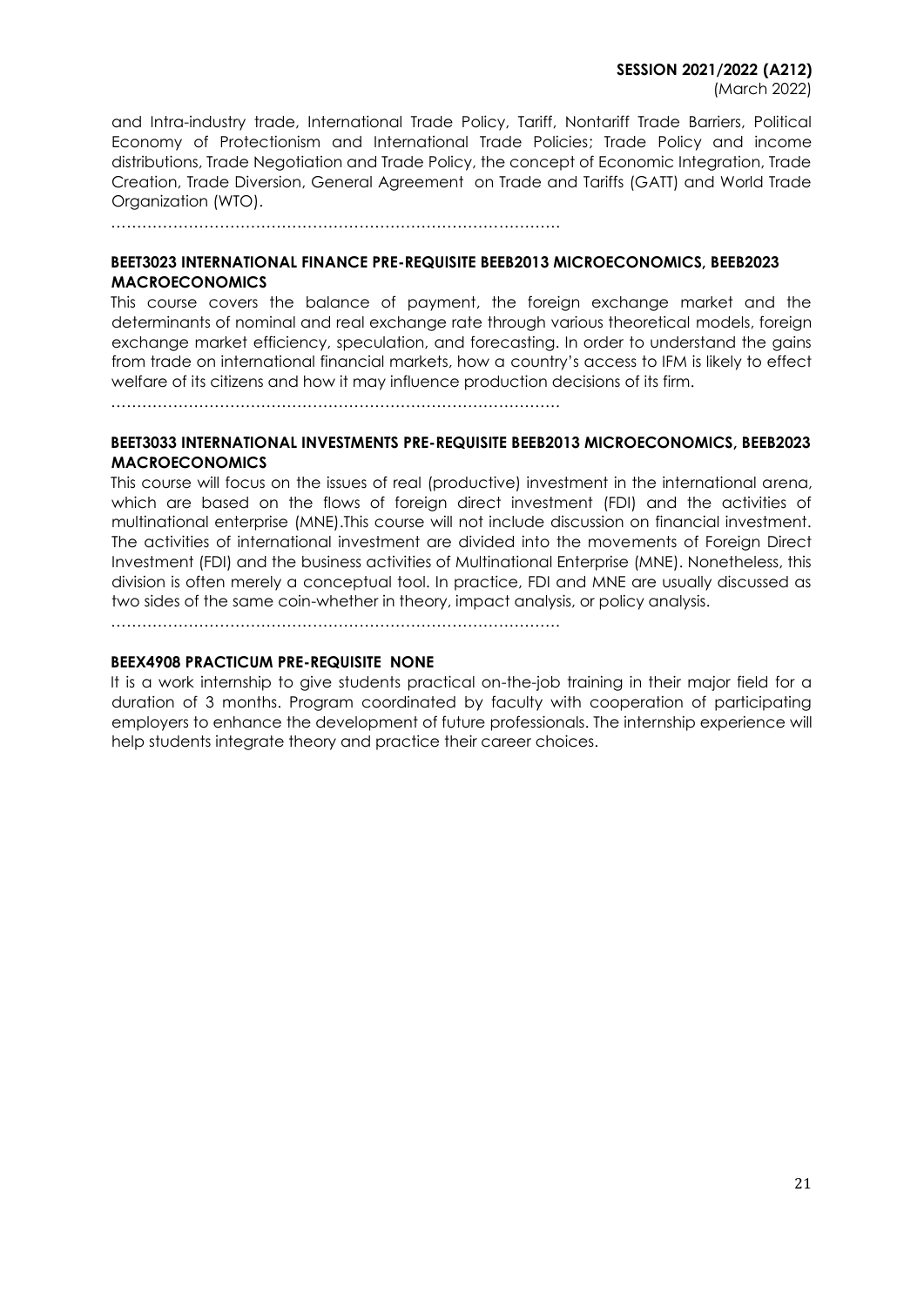and Intra-industry trade, International Trade Policy, Tariff, Nontariff Trade Barriers, Political Economy of Protectionism and International Trade Policies; Trade Policy and income distributions, Trade Negotiation and Trade Policy, the concept of Economic Integration, Trade Creation, Trade Diversion, General Agreement on Trade and Tariffs (GATT) and World Trade Organization (WTO).

……………………………………………………………………………

**BEET3023 INTERNATIONAL FINANCE PRE-REQUISITE BEEB2013 MICROECONOMICS, BEEB2023 MACROECONOMICS**

This course covers the balance of payment, the foreign exchange market and the determinants of nominal and real exchange rate through various theoretical models, foreign exchange market efficiency, speculation, and forecasting. In order to understand the gains from trade on international financial markets, how a country's access to IFM is likely to effect welfare of its citizens and how it may influence production decisions of its firm.

……………………………………………………………………………

**BEET3033 INTERNATIONAL INVESTMENTS PRE-REQUISITE BEEB2013 MICROECONOMICS, BEEB2023 MACROECONOMICS**

This course will focus on the issues of real (productive) investment in the international arena, which are based on the flows of foreign direct investment (FDI) and the activities of multinational enterprise (MNE).This course will not include discussion on financial investment. The activities of international investment are divided into the movements of Foreign Direct Investment (FDI) and the business activities of Multinational Enterprise (MNE). Nonetheless, this division is often merely a conceptual tool. In practice, FDI and MNE are usually discussed as two sides of the same coin-whether in theory, impact analysis, or policy analysis.

……………………………………………………………………………

**BEEX4908 PRACTICUM PRE-REQUISITE NONE**

It is a work internship to give students practical on-the-job training in their major field for a duration of 3 months. Program coordinated by faculty with cooperation of participating employers to enhance the development of future professionals. The internship experience will help students integrate theory and practice their career choices.